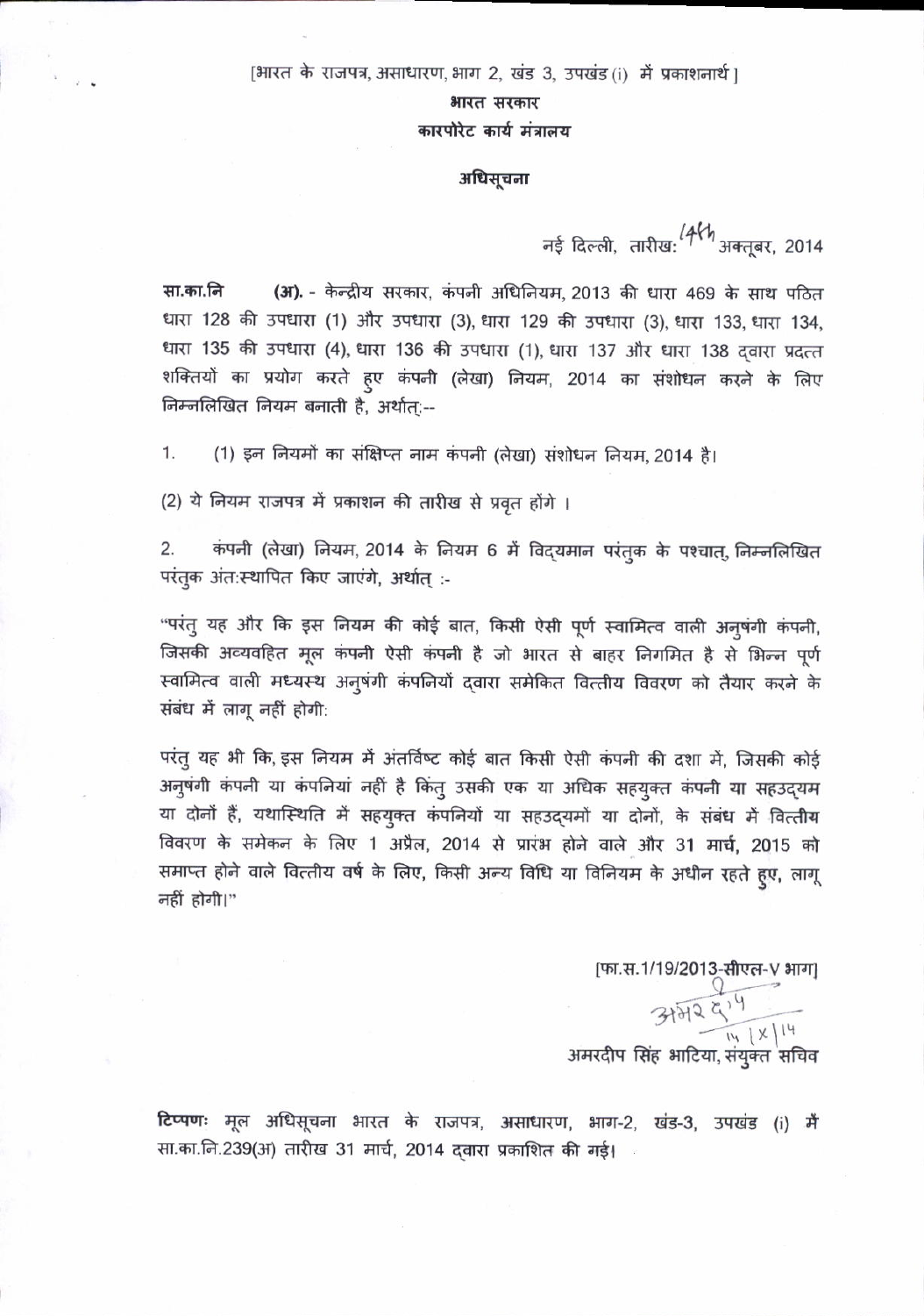[भारत के राजपत्र, असाधारण, भाग 2, खंड 3, उपखंड (i) में प्रकाशनार्थ ]

**भारत सरकार**

**कारपोरेट कार्य मंत्रालय**

**अधिसूचना**

नई दिल्ली, तारीख: 14th अक्तूबर, 2014

**सा.का.नि (अ).** - केन्द्रीय सरकार, कंपनी अधिनियम, 2013 की धारा 469 के साथ पठित धारा 128 की उपधारा (1) और उपधारा (3), धारा 129 की उपधारा (3), धारा 133, धारा 134, धारा 135 की उपधारा (4), धारा 136 की उपधारा (1), धारा 137 और धारा 138 द्वारा प्रदत्त शक्तियों का प्रयोग करते हुए कंपनी (लेखा) नियम, 2014 का संशोधन करने के लिए निम्नलिखित नियम बनाती है, अर्थात्:--

1. (1) इन नियमों का संक्षिप्त नाम कंपनी (लेखा) संशोधन नियम, 2014 है।

(2) ये नियम राजपत्र में प्रकाशन की तारीख से प्रवृत होंगे ।

2. कंपनी (लेखा) नियम, 2014 के नियम 6 में विद्यमान परंतुक के पश्चात्, निम्नलिखित परंतुक अंत:स्थापित किए जाएंगे, अर्थात् :-

"परंतु यह और कि इस नियम की कोई बात, किसी ऐसी पूर्ण स्वामित्व वाली अनुषंगी कंपनी, जिसकी अव्यवहित मूल कंपनी ऐसी कंपनी है जो भारत से बाहर निगमित है से भिन्न पूर्ण स्वामित्व वाली मध्यस्थ अनुषंगी कंपनियों द्वारा समेकित वित्तीय विवरण को तैयार करने के संबंध में लागू नहीं होगी:

परंतु यह भी कि, इस नियम में अंतर्विष्ट कोई बात किसी ऐसी कंपनी की दशा में, जिसकी कोई अनुषंगी कंपनी या कंपनियां नहीं है किंतु उसकी एक या अधिक सहयुक्त कंपनी या सहउद्यम या दोनों हैं, यथास्थिति में सहयुक्त कंपनियों या सहउद्यमों या दोनों, के संबंध में वित्तीय विवरण के समेकन के लिए 1 अप्रैल, 2014 से प्रारंभ होने वाले और 31 मार्च, 2015 को समाप्त होने वाले वित्तीय वर्ष के लिए, किसी अन्य विधि या विनियम के अधीन रहते हुए, लागू नहीं होगी।"

[फा.स.1/19/2013-सीएल-V भाग]

अमरदीप सिंह भाटिया, संयुक्त सचिव

**टिप्पणः** मूल अधिसूचना भारत के राजपत्र, असाधारण, भाग-2, खंड-3, उपखंड (i) में सा.का.नि.239(अ) तारीख 31 मार्च, 2014 द्वारा प्रकाशित की गई।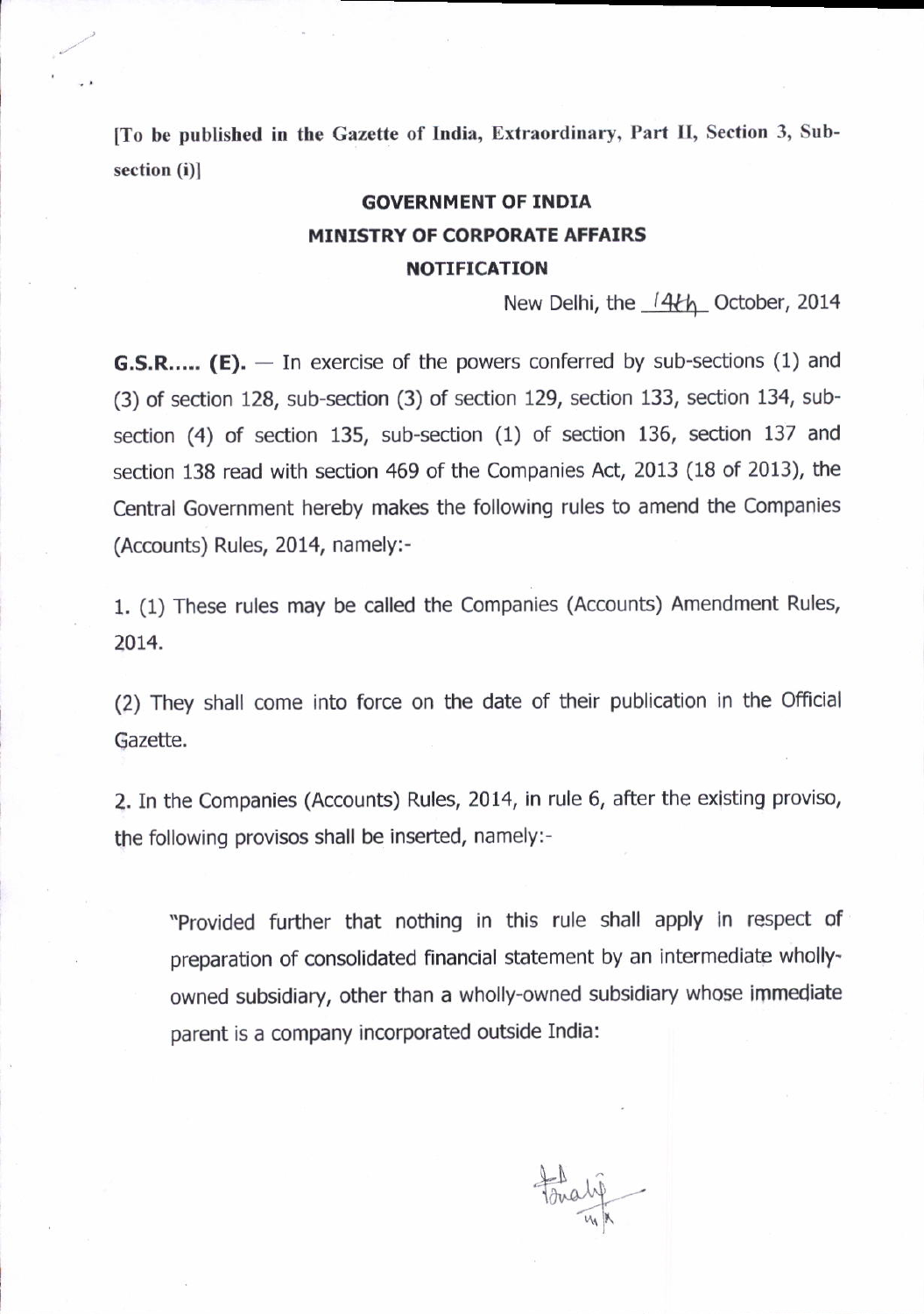[To be published in the Gazette of India, Extraordinary, Part II, Section 3, Sub-section (i)]

**GOVERNMENT OF INDIA**

**MINISTRY OF CORPORATE AFFAIRS**

**NOTIFICATION**

New Delhi, the 14th October, 2014

**G.S.R..... (E).** — In exercise of the powers conferred by sub-sections (1) and (3) of section 128, sub-section (3) of section 129, section 133, section 134, sub-section (4) of section 135, sub-section (1) of section 136, section 137 and section 138 read with section 469 of the Companies Act, 2013 (18 of 2013), the Central Government hereby makes the following rules to amend the Companies (Accounts) Rules, 2014, namely:-

1. (1) These rules may be called the Companies (Accounts) Amendment Rules, 2014.

(2) They shall come into force on the date of their publication in the Official Gazette.

2. In the Companies (Accounts) Rules, 2014, in rule 6, after the existing proviso, the following provisos shall be inserted, namely:-

> "Provided further that nothing in this rule shall apply in respect of preparation of consolidated financial statement by an intermediate wholly-owned subsidiary, other than a wholly-owned subsidiary whose immediate parent is a company incorporated outside India: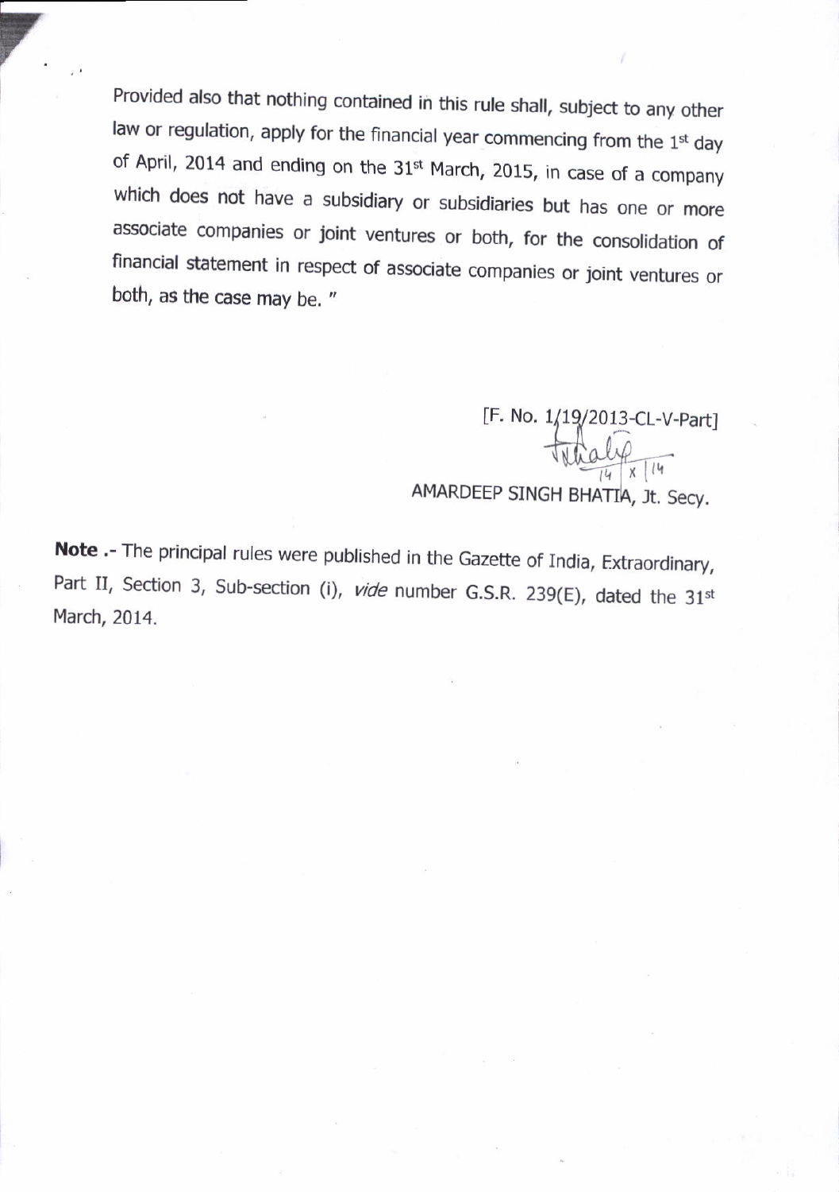Provided also that nothing contained in this rule shall, subject to any other law or regulation, apply for the financial year commencing from the 1st day of April, 2014 and ending on the 31st March, 2015, in case of a company which does not have a subsidiary or subsidiaries but has one or more associate companies or joint ventures or both, for the consolidation of financial statement in respect of associate companies or joint ventures or both, as the case may be. "

[F. No. 1/19/2013-CL-V-Part]

14 | X | 14

AMARDEEP SINGH BHATIA, Jt. Secy.

**Note .-** The principal rules were published in the Gazette of India, Extraordinary, Part II, Section 3, Sub-section (i), *vide* number G.S.R. 239(E), dated the 31st March, 2014.